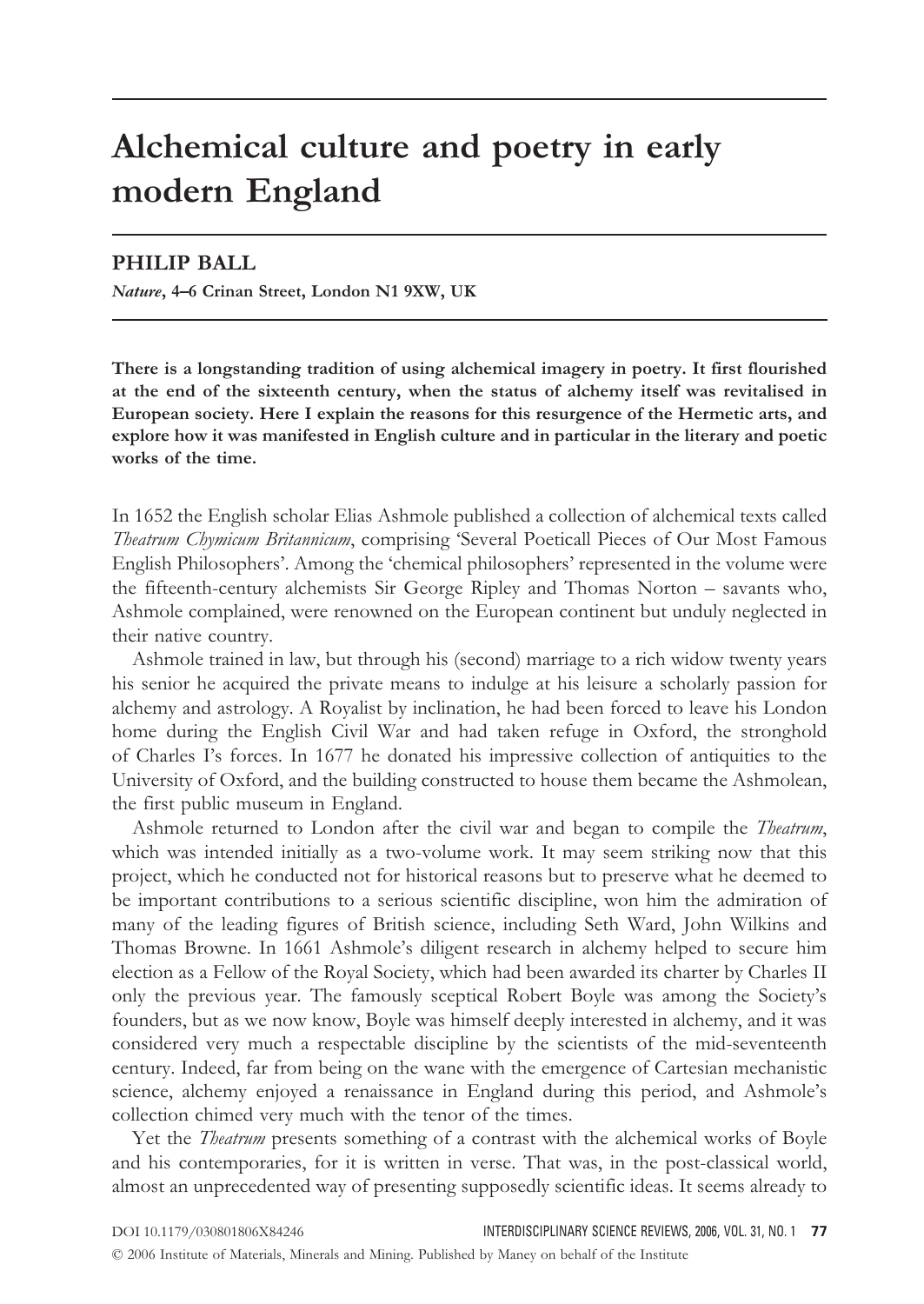# Alchemical culture and poetry in early modern England

**PHILIP BALL**

***Nature*, 4–6 Crinan Street, London N1 9XW, UK**

**There is a longstanding tradition of using alchemical imagery in poetry. It first flourished at the end of the sixteenth century, when the status of alchemy itself was revitalised in European society. Here I explain the reasons for this resurgence of the Hermetic arts, and explore how it was manifested in English culture and in particular in the literary and poetic works of the time.**

In 1652 the English scholar Elias Ashmole published a collection of alchemical texts called *Theatrum Chymicum Britannicum*, comprising 'Several Poeticall Pieces of Our Most Famous English Philosophers'. Among the 'chemical philosophers' represented in the volume were the fifteenth-century alchemists Sir George Ripley and Thomas Norton – savants who, Ashmole complained, were renowned on the European continent but unduly neglected in their native country.

Ashmole trained in law, but through his (second) marriage to a rich widow twenty years his senior he acquired the private means to indulge at his leisure a scholarly passion for alchemy and astrology. A Royalist by inclination, he had been forced to leave his London home during the English Civil War and had taken refuge in Oxford, the stronghold of Charles I's forces. In 1677 he donated his impressive collection of antiquities to the University of Oxford, and the building constructed to house them became the Ashmolean, the first public museum in England.

Ashmole returned to London after the civil war and began to compile the *Theatrum*, which was intended initially as a two-volume work. It may seem striking now that this project, which he conducted not for historical reasons but to preserve what he deemed to be important contributions to a serious scientific discipline, won him the admiration of many of the leading figures of British science, including Seth Ward, John Wilkins and Thomas Browne. In 1661 Ashmole's diligent research in alchemy helped to secure him election as a Fellow of the Royal Society, which had been awarded its charter by Charles II only the previous year. The famously sceptical Robert Boyle was among the Society's founders, but as we now know, Boyle was himself deeply interested in alchemy, and it was considered very much a respectable discipline by the scientists of the mid-seventeenth century. Indeed, far from being on the wane with the emergence of Cartesian mechanistic science, alchemy enjoyed a renaissance in England during this period, and Ashmole's collection chimed very much with the tenor of the times.

Yet the *Theatrum* presents something of a contrast with the alchemical works of Boyle and his contemporaries, for it is written in verse. That was, in the post-classical world, almost an unprecedented way of presenting supposedly scientific ideas. It seems already to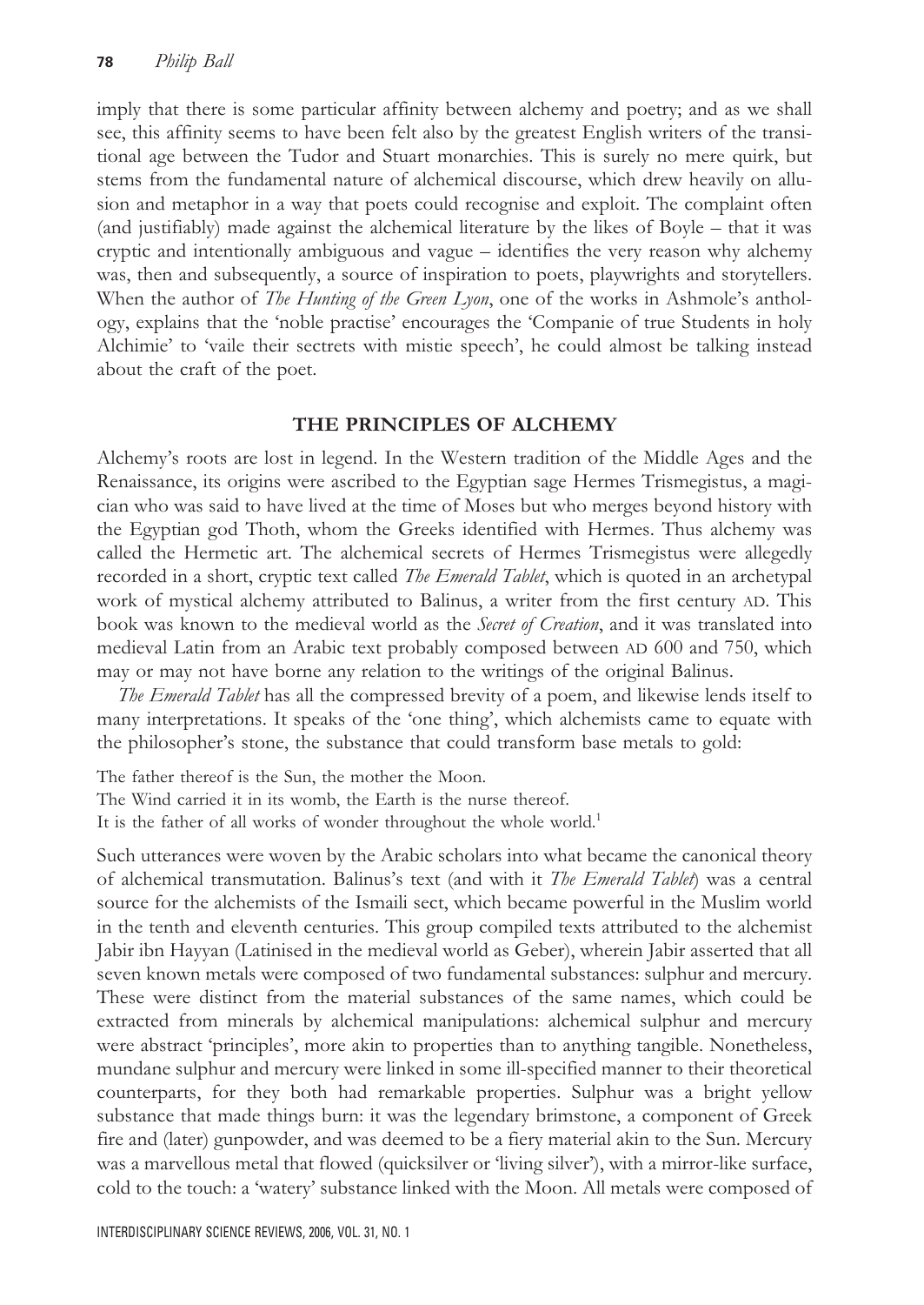imply that there is some particular affinity between alchemy and poetry; and as we shall see, this affinity seems to have been felt also by the greatest English writers of the transitional age between the Tudor and Stuart monarchies. This is surely no mere quirk, but stems from the fundamental nature of alchemical discourse, which drew heavily on allusion and metaphor in a way that poets could recognise and exploit. The complaint often (and justifiably) made against the alchemical literature by the likes of Boyle – that it was cryptic and intentionally ambiguous and vague – identifies the very reason why alchemy was, then and subsequently, a source of inspiration to poets, playwrights and storytellers. When the author of *The Hunting of the Green Lyon*, one of the works in Ashmole's anthology, explains that the 'noble practise' encourages the 'Companie of true Students in holy Alchimie' to 'vaile their sectrets with mistie speech', he could almost be talking instead about the craft of the poet.

## THE PRINCIPLES OF ALCHEMY

Alchemy's roots are lost in legend. In the Western tradition of the Middle Ages and the Renaissance, its origins were ascribed to the Egyptian sage Hermes Trismegistus, a magician who was said to have lived at the time of Moses but who merges beyond history with the Egyptian god Thoth, whom the Greeks identified with Hermes. Thus alchemy was called the Hermetic art. The alchemical secrets of Hermes Trismegistus were allegedly recorded in a short, cryptic text called *The Emerald Tablet*, which is quoted in an archetypal work of mystical alchemy attributed to Balinus, a writer from the first century AD. This book was known to the medieval world as the *Secret of Creation*, and it was translated into medieval Latin from an Arabic text probably composed between AD 600 and 750, which may or may not have borne any relation to the writings of the original Balinus.

*The Emerald Tablet* has all the compressed brevity of a poem, and likewise lends itself to many interpretations. It speaks of the 'one thing', which alchemists came to equate with the philosopher's stone, the substance that could transform base metals to gold:

The father thereof is the Sun, the mother the Moon.
The Wind carried it in its womb, the Earth is the nurse thereof.
It is the father of all works of wonder throughout the whole world.[1]

Such utterances were woven by the Arabic scholars into what became the canonical theory of alchemical transmutation. Balinus's text (and with it *The Emerald Tablet*) was a central source for the alchemists of the Ismaili sect, which became powerful in the Muslim world in the tenth and eleventh centuries. This group compiled texts attributed to the alchemist Jabir ibn Hayyan (Latinised in the medieval world as Geber), wherein Jabir asserted that all seven known metals were composed of two fundamental substances: sulphur and mercury. These were distinct from the material substances of the same names, which could be extracted from minerals by alchemical manipulations: alchemical sulphur and mercury were abstract 'principles', more akin to properties than to anything tangible. Nonetheless, mundane sulphur and mercury were linked in some ill-specified manner to their theoretical counterparts, for they both had remarkable properties. Sulphur was a bright yellow substance that made things burn: it was the legendary brimstone, a component of Greek fire and (later) gunpowder, and was deemed to be a fiery material akin to the Sun. Mercury was a marvellous metal that flowed (quicksilver or 'living silver'), with a mirror-like surface, cold to the touch: a 'watery' substance linked with the Moon. All metals were composed of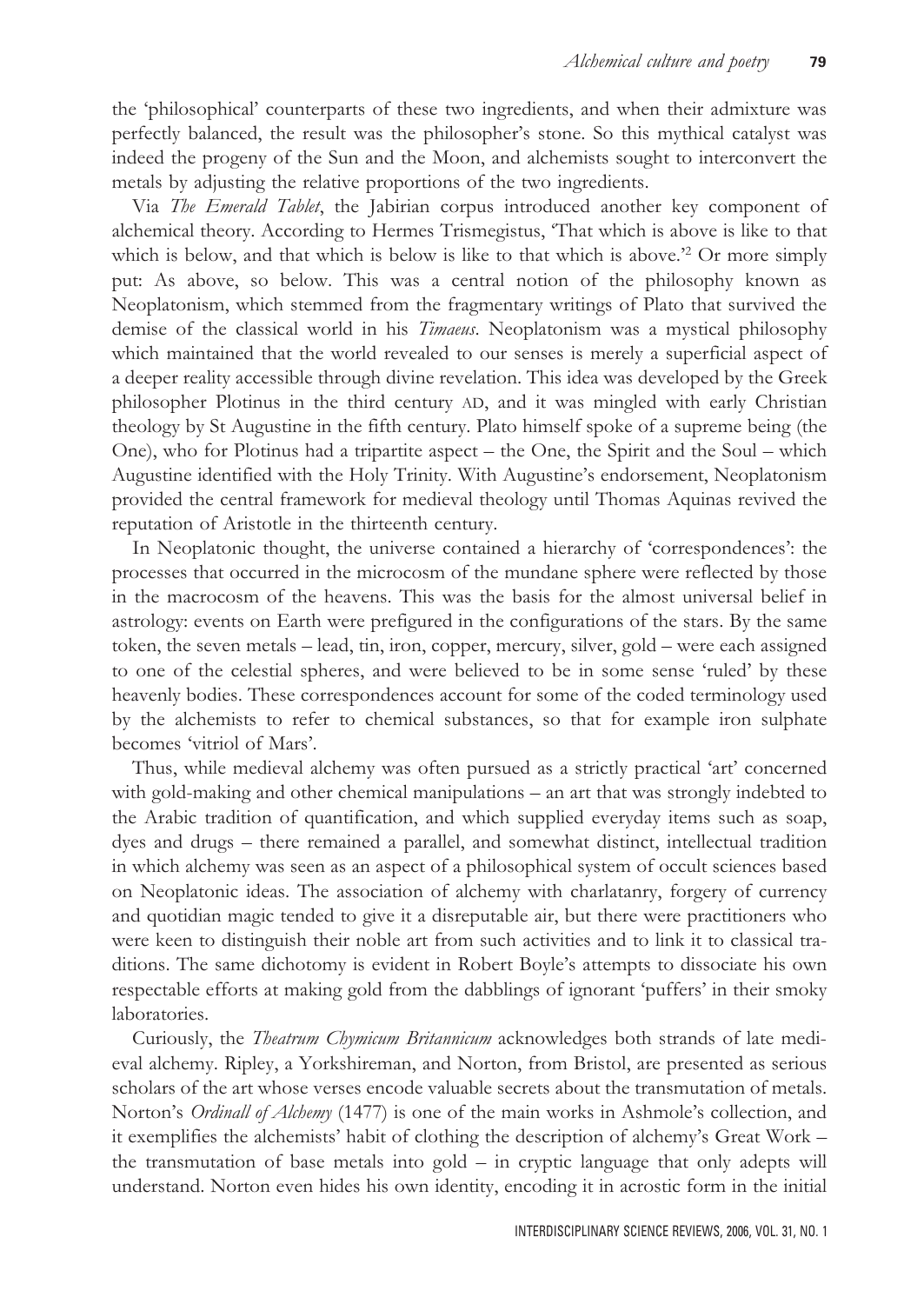the 'philosophical' counterparts of these two ingredients, and when their admixture was perfectly balanced, the result was the philosopher's stone. So this mythical catalyst was indeed the progeny of the Sun and the Moon, and alchemists sought to interconvert the metals by adjusting the relative proportions of the two ingredients.

Via *The Emerald Tablet*, the Jabirian corpus introduced another key component of alchemical theory. According to Hermes Trismegistus, 'That which is above is like to that which is below, and that which is below is like to that which is above.'[2] Or more simply put: As above, so below. This was a central notion of the philosophy known as Neoplatonism, which stemmed from the fragmentary writings of Plato that survived the demise of the classical world in his *Timaeus*. Neoplatonism was a mystical philosophy which maintained that the world revealed to our senses is merely a superficial aspect of a deeper reality accessible through divine revelation. This idea was developed by the Greek philosopher Plotinus in the third century AD, and it was mingled with early Christian theology by St Augustine in the fifth century. Plato himself spoke of a supreme being (the One), who for Plotinus had a tripartite aspect – the One, the Spirit and the Soul – which Augustine identified with the Holy Trinity. With Augustine's endorsement, Neoplatonism provided the central framework for medieval theology until Thomas Aquinas revived the reputation of Aristotle in the thirteenth century.

In Neoplatonic thought, the universe contained a hierarchy of 'correspondences': the processes that occurred in the microcosm of the mundane sphere were reflected by those in the macrocosm of the heavens. This was the basis for the almost universal belief in astrology: events on Earth were prefigured in the configurations of the stars. By the same token, the seven metals – lead, tin, iron, copper, mercury, silver, gold – were each assigned to one of the celestial spheres, and were believed to be in some sense 'ruled' by these heavenly bodies. These correspondences account for some of the coded terminology used by the alchemists to refer to chemical substances, so that for example iron sulphate becomes 'vitriol of Mars'.

Thus, while medieval alchemy was often pursued as a strictly practical 'art' concerned with gold-making and other chemical manipulations – an art that was strongly indebted to the Arabic tradition of quantification, and which supplied everyday items such as soap, dyes and drugs – there remained a parallel, and somewhat distinct, intellectual tradition in which alchemy was seen as an aspect of a philosophical system of occult sciences based on Neoplatonic ideas. The association of alchemy with charlatanry, forgery of currency and quotidian magic tended to give it a disreputable air, but there were practitioners who were keen to distinguish their noble art from such activities and to link it to classical traditions. The same dichotomy is evident in Robert Boyle's attempts to dissociate his own respectable efforts at making gold from the dabblings of ignorant 'puffers' in their smoky laboratories.

Curiously, the *Theatrum Chymicum Britannicum* acknowledges both strands of late medieval alchemy. Ripley, a Yorkshireman, and Norton, from Bristol, are presented as serious scholars of the art whose verses encode valuable secrets about the transmutation of metals. Norton's *Ordinall of Alchemy* (1477) is one of the main works in Ashmole's collection, and it exemplifies the alchemists' habit of clothing the description of alchemy's Great Work – the transmutation of base metals into gold – in cryptic language that only adepts will understand. Norton even hides his own identity, encoding it in acrostic form in the initial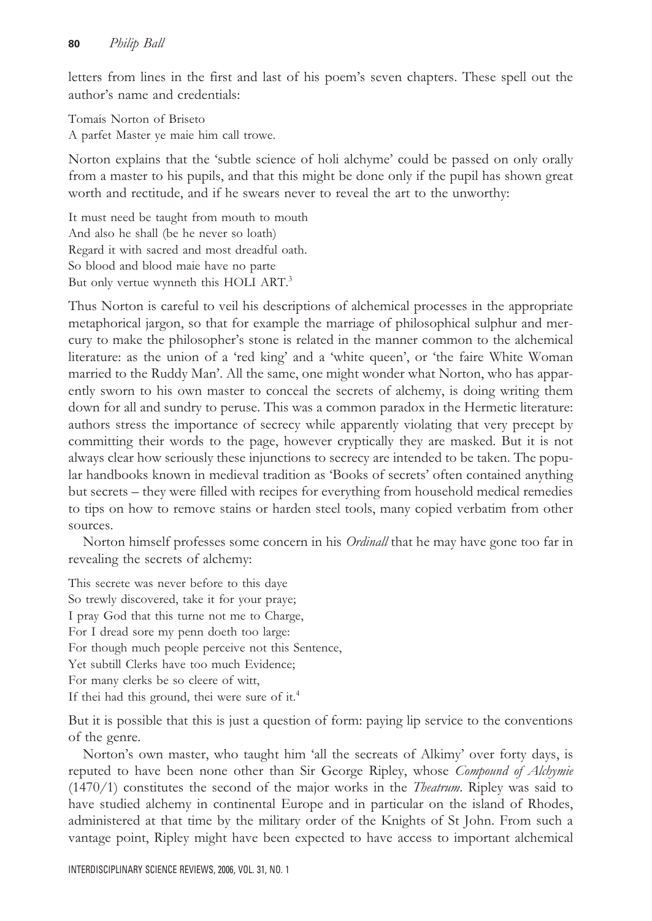letters from lines in the first and last of his poem's seven chapters. These spell out the author's name and credentials:

Tomais Norton of Briseto
A parfet Master ye maie him call trowe.

Norton explains that the 'subtle science of holi alchyme' could be passed on only orally from a master to his pupils, and that this might be done only if the pupil has shown great worth and rectitude, and if he swears never to reveal the art to the unworthy:

It must need be taught from mouth to mouth
And also he shall (be he never so loath)
Regard it with sacred and most dreadful oath.
So blood and blood maie have no parte
But only vertue wynneth this HOLI ART.[3]

Thus Norton is careful to veil his descriptions of alchemical processes in the appropriate metaphorical jargon, so that for example the marriage of philosophical sulphur and mercury to make the philosopher's stone is related in the manner common to the alchemical literature: as the union of a 'red king' and a 'white queen', or 'the faire White Woman married to the Ruddy Man'. All the same, one might wonder what Norton, who has apparently sworn to his own master to conceal the secrets of alchemy, is doing writing them down for all and sundry to peruse. This was a common paradox in the Hermetic literature: authors stress the importance of secrecy while apparently violating that very precept by committing their words to the page, however cryptically they are masked. But it is not always clear how seriously these injunctions to secrecy are intended to be taken. The popular handbooks known in medieval tradition as 'Books of secrets' often contained anything but secrets – they were filled with recipes for everything from household medical remedies to tips on how to remove stains or harden steel tools, many copied verbatim from other sources.

Norton himself professes some concern in his *Ordinall* that he may have gone too far in revealing the secrets of alchemy:

This secrete was never before to this daye
So trewly discovered, take it for your praye;
I pray God that this turne not me to Charge,
For I dread sore my penn doeth too large:
For though much people perceive not this Sentence,
Yet subtill Clerks have too much Evidence;
For many clerks be so cleere of witt,
If thei had this ground, thei were sure of it.[4]

But it is possible that this is just a question of form: paying lip service to the conventions of the genre.

Norton's own master, who taught him 'all the secreats of Alkimy' over forty days, is reputed to have been none other than Sir George Ripley, whose *Compound of Alchymie* (1470/1) constitutes the second of the major works in the *Theatrum*. Ripley was said to have studied alchemy in continental Europe and in particular on the island of Rhodes, administered at that time by the military order of the Knights of St John. From such a vantage point, Ripley might have been expected to have access to important alchemical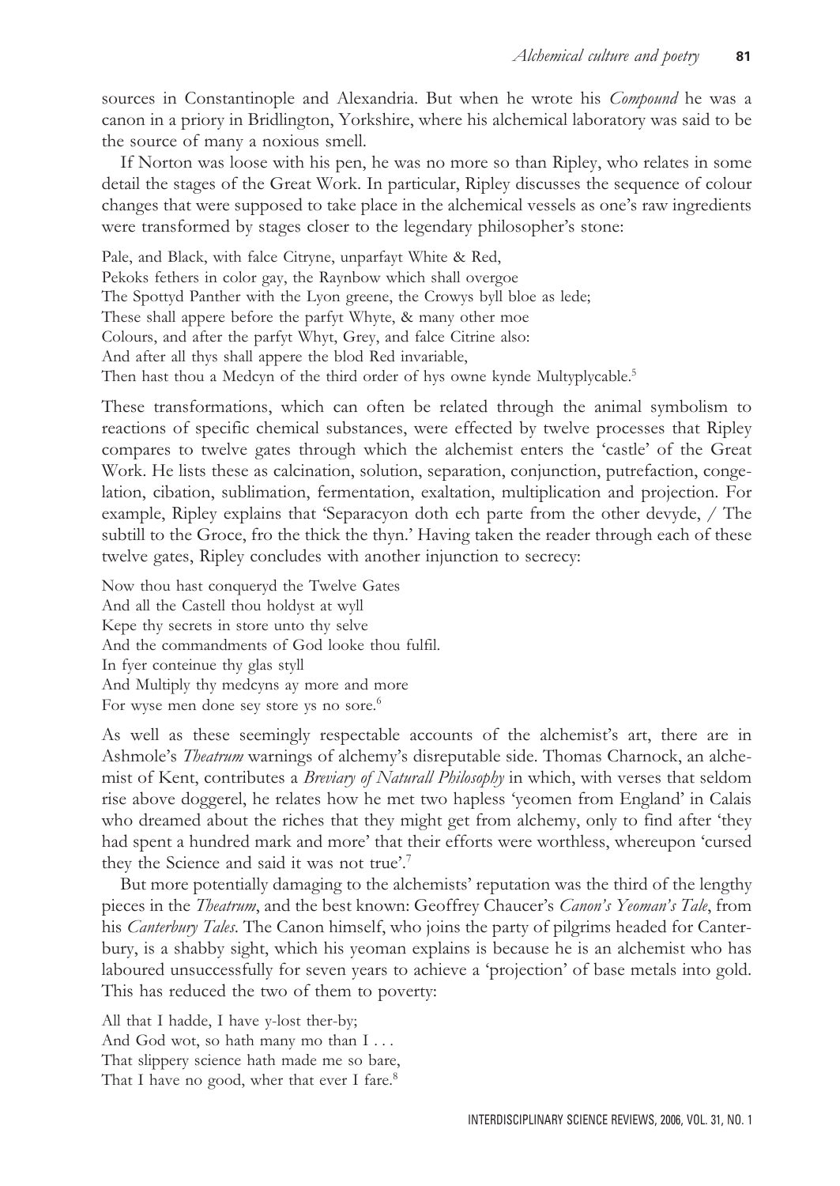sources in Constantinople and Alexandria. But when he wrote his *Compound* he was a canon in a priory in Bridlington, Yorkshire, where his alchemical laboratory was said to be the source of many a noxious smell.

If Norton was loose with his pen, he was no more so than Ripley, who relates in some detail the stages of the Great Work. In particular, Ripley discusses the sequence of colour changes that were supposed to take place in the alchemical vessels as one's raw ingredients were transformed by stages closer to the legendary philosopher's stone:

Pale, and Black, with falce Citryne, unparfayt White & Red,
Pekoks fethers in color gay, the Raynbow which shall overgoe
The Spottyd Panther with the Lyon greene, the Crowys byll bloe as lede;
These shall appere before the parfyt Whyte, & many other moe
Colours, and after the parfyt Whyt, Grey, and falce Citrine also:
And after all thys shall appere the blod Red invariable,
Then hast thou a Medcyn of the third order of hys owne kynde Multyplycable.[5]

These transformations, which can often be related through the animal symbolism to reactions of specific chemical substances, were effected by twelve processes that Ripley compares to twelve gates through which the alchemist enters the 'castle' of the Great Work. He lists these as calcination, solution, separation, conjunction, putrefaction, congelation, cibation, sublimation, fermentation, exaltation, multiplication and projection. For example, Ripley explains that 'Separacyon doth ech parte from the other devyde, / The subtill to the Groce, fro the thick the thyn.' Having taken the reader through each of these twelve gates, Ripley concludes with another injunction to secrecy:

Now thou hast conqueryd the Twelve Gates
And all the Castell thou holdyst at wyll
Kepe thy secrets in store unto thy selve
And the commandments of God looke thou fulfil.
In fyer conteinue thy glas styll
And Multiply thy medcyns ay more and more
For wyse men done sey store ys no sore.[6]

As well as these seemingly respectable accounts of the alchemist's art, there are in Ashmole's *Theatrum* warnings of alchemy's disreputable side. Thomas Charnock, an alchemist of Kent, contributes a *Breviary of Naturall Philosophy* in which, with verses that seldom rise above doggerel, he relates how he met two hapless 'yeomen from England' in Calais who dreamed about the riches that they might get from alchemy, only to find after 'they had spent a hundred mark and more' that their efforts were worthless, whereupon 'cursed they the Science and said it was not true'.[7]

But more potentially damaging to the alchemists' reputation was the third of the lengthy pieces in the *Theatrum*, and the best known: Geoffrey Chaucer's *Canon's Yeoman's Tale*, from his *Canterbury Tales*. The Canon himself, who joins the party of pilgrims headed for Canterbury, is a shabby sight, which his yeoman explains is because he is an alchemist who has laboured unsuccessfully for seven years to achieve a 'projection' of base metals into gold. This has reduced the two of them to poverty:

All that I hadde, I have y-lost ther-by;
And God wot, so hath many mo than I . . .
That slippery science hath made me so bare,
That I have no good, wher that ever I fare.[8]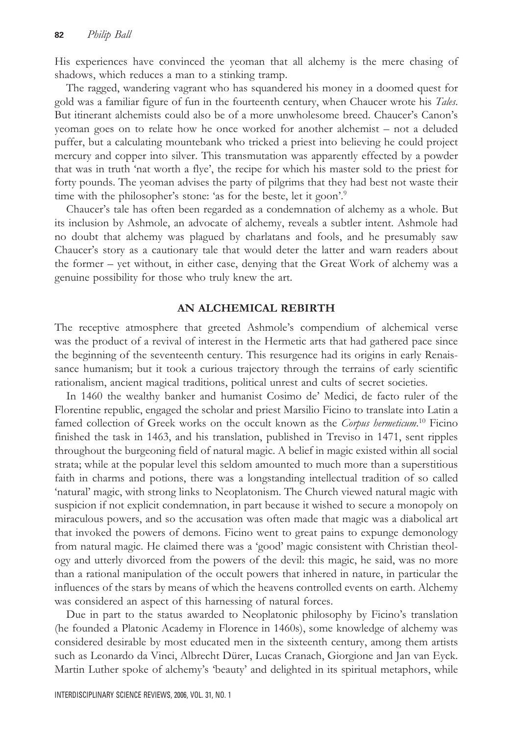His experiences have convinced the yeoman that all alchemy is the mere chasing of shadows, which reduces a man to a stinking tramp.

The ragged, wandering vagrant who has squandered his money in a doomed quest for gold was a familiar figure of fun in the fourteenth century, when Chaucer wrote his *Tales*. But itinerant alchemists could also be of a more unwholesome breed. Chaucer's Canon's yeoman goes on to relate how he once worked for another alchemist – not a deluded puffer, but a calculating mountebank who tricked a priest into believing he could project mercury and copper into silver. This transmutation was apparently effected by a powder that was in truth 'nat worth a flye', the recipe for which his master sold to the priest for forty pounds. The yeoman advises the party of pilgrims that they had best not waste their time with the philosopher's stone: 'as for the beste, let it goon'.[9]

Chaucer's tale has often been regarded as a condemnation of alchemy as a whole. But its inclusion by Ashmole, an advocate of alchemy, reveals a subtler intent. Ashmole had no doubt that alchemy was plagued by charlatans and fools, and he presumably saw Chaucer's story as a cautionary tale that would deter the latter and warn readers about the former – yet without, in either case, denying that the Great Work of alchemy was a genuine possibility for those who truly knew the art.

## AN ALCHEMICAL REBIRTH

The receptive atmosphere that greeted Ashmole's compendium of alchemical verse was the product of a revival of interest in the Hermetic arts that had gathered pace since the beginning of the seventeenth century. This resurgence had its origins in early Renaissance humanism; but it took a curious trajectory through the terrains of early scientific rationalism, ancient magical traditions, political unrest and cults of secret societies.

In 1460 the wealthy banker and humanist Cosimo de' Medici, de facto ruler of the Florentine republic, engaged the scholar and priest Marsilio Ficino to translate into Latin a famed collection of Greek works on the occult known as the *Corpus hermeticum*.[10] Ficino finished the task in 1463, and his translation, published in Treviso in 1471, sent ripples throughout the burgeoning field of natural magic. A belief in magic existed within all social strata; while at the popular level this seldom amounted to much more than a superstitious faith in charms and potions, there was a longstanding intellectual tradition of so called 'natural' magic, with strong links to Neoplatonism. The Church viewed natural magic with suspicion if not explicit condemnation, in part because it wished to secure a monopoly on miraculous powers, and so the accusation was often made that magic was a diabolical art that invoked the powers of demons. Ficino went to great pains to expunge demonology from natural magic. He claimed there was a 'good' magic consistent with Christian theology and utterly divorced from the powers of the devil: this magic, he said, was no more than a rational manipulation of the occult powers that inhered in nature, in particular the influences of the stars by means of which the heavens controlled events on earth. Alchemy was considered an aspect of this harnessing of natural forces.

Due in part to the status awarded to Neoplatonic philosophy by Ficino's translation (he founded a Platonic Academy in Florence in 1460s), some knowledge of alchemy was considered desirable by most educated men in the sixteenth century, among them artists such as Leonardo da Vinci, Albrecht Dürer, Lucas Cranach, Giorgione and Jan van Eyck. Martin Luther spoke of alchemy's 'beauty' and delighted in its spiritual metaphors, while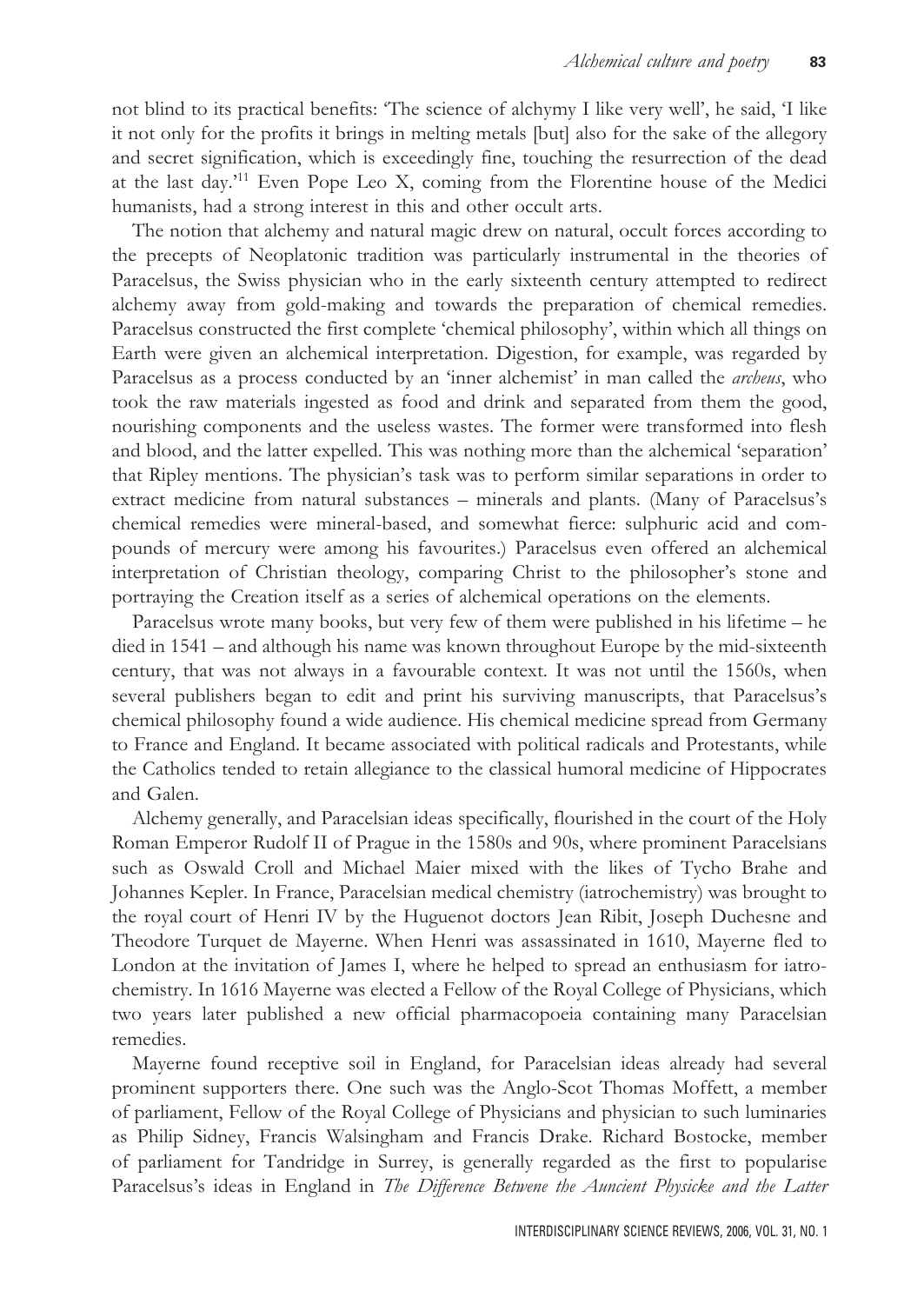not blind to its practical benefits: 'The science of alchymy I like very well', he said, 'I like it not only for the profits it brings in melting metals [but] also for the sake of the allegory and secret signification, which is exceedingly fine, touching the resurrection of the dead at the last day.'[11] Even Pope Leo X, coming from the Florentine house of the Medici humanists, had a strong interest in this and other occult arts.

The notion that alchemy and natural magic drew on natural, occult forces according to the precepts of Neoplatonic tradition was particularly instrumental in the theories of Paracelsus, the Swiss physician who in the early sixteenth century attempted to redirect alchemy away from gold-making and towards the preparation of chemical remedies. Paracelsus constructed the first complete 'chemical philosophy', within which all things on Earth were given an alchemical interpretation. Digestion, for example, was regarded by Paracelsus as a process conducted by an 'inner alchemist' in man called the *archeus*, who took the raw materials ingested as food and drink and separated from them the good, nourishing components and the useless wastes. The former were transformed into flesh and blood, and the latter expelled. This was nothing more than the alchemical 'separation' that Ripley mentions. The physician's task was to perform similar separations in order to extract medicine from natural substances – minerals and plants. (Many of Paracelsus's chemical remedies were mineral-based, and somewhat fierce: sulphuric acid and compounds of mercury were among his favourites.) Paracelsus even offered an alchemical interpretation of Christian theology, comparing Christ to the philosopher's stone and portraying the Creation itself as a series of alchemical operations on the elements.

Paracelsus wrote many books, but very few of them were published in his lifetime – he died in 1541 – and although his name was known throughout Europe by the mid-sixteenth century, that was not always in a favourable context. It was not until the 1560s, when several publishers began to edit and print his surviving manuscripts, that Paracelsus's chemical philosophy found a wide audience. His chemical medicine spread from Germany to France and England. It became associated with political radicals and Protestants, while the Catholics tended to retain allegiance to the classical humoral medicine of Hippocrates and Galen.

Alchemy generally, and Paracelsian ideas specifically, flourished in the court of the Holy Roman Emperor Rudolf II of Prague in the 1580s and 90s, where prominent Paracelsians such as Oswald Croll and Michael Maier mixed with the likes of Tycho Brahe and Johannes Kepler. In France, Paracelsian medical chemistry (iatrochemistry) was brought to the royal court of Henri IV by the Huguenot doctors Jean Ribit, Joseph Duchesne and Theodore Turquet de Mayerne. When Henri was assassinated in 1610, Mayerne fled to London at the invitation of James I, where he helped to spread an enthusiasm for iatrochemistry. In 1616 Mayerne was elected a Fellow of the Royal College of Physicians, which two years later published a new official pharmacopoeia containing many Paracelsian remedies.

Mayerne found receptive soil in England, for Paracelsian ideas already had several prominent supporters there. One such was the Anglo-Scot Thomas Moffett, a member of parliament, Fellow of the Royal College of Physicians and physician to such luminaries as Philip Sidney, Francis Walsingham and Francis Drake. Richard Bostocke, member of parliament for Tandridge in Surrey, is generally regarded as the first to popularise Paracelsus's ideas in England in *The Difference Betwene the Auncient Physicke and the Latter*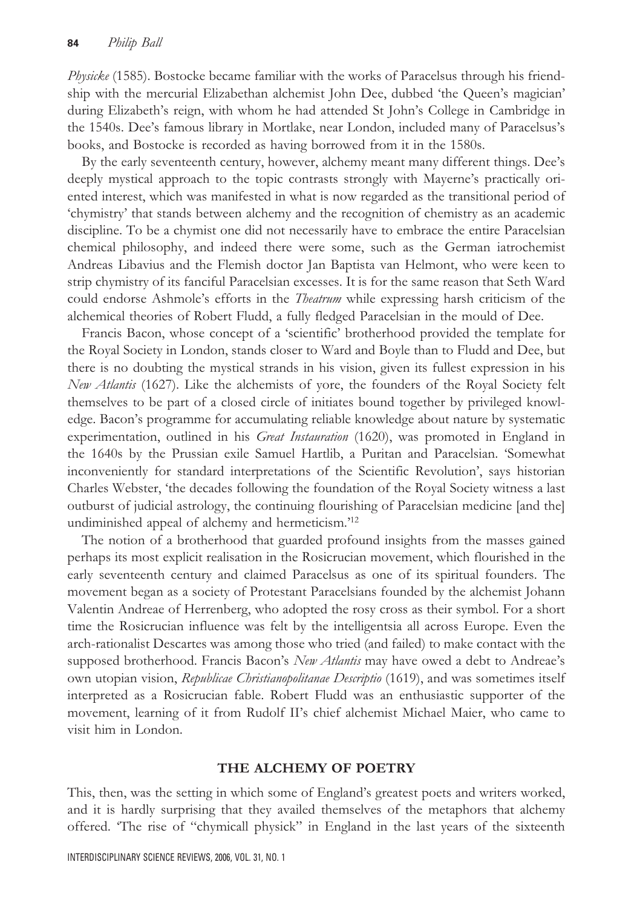*Physicke* (1585). Bostocke became familiar with the works of Paracelsus through his friendship with the mercurial Elizabethan alchemist John Dee, dubbed 'the Queen's magician' during Elizabeth's reign, with whom he had attended St John's College in Cambridge in the 1540s. Dee's famous library in Mortlake, near London, included many of Paracelsus's books, and Bostocke is recorded as having borrowed from it in the 1580s.

By the early seventeenth century, however, alchemy meant many different things. Dee's deeply mystical approach to the topic contrasts strongly with Mayerne's practically oriented interest, which was manifested in what is now regarded as the transitional period of 'chymistry' that stands between alchemy and the recognition of chemistry as an academic discipline. To be a chymist one did not necessarily have to embrace the entire Paracelsian chemical philosophy, and indeed there were some, such as the German iatrochemist Andreas Libavius and the Flemish doctor Jan Baptista van Helmont, who were keen to strip chymistry of its fanciful Paracelsian excesses. It is for the same reason that Seth Ward could endorse Ashmole's efforts in the *Theatrum* while expressing harsh criticism of the alchemical theories of Robert Fludd, a fully fledged Paracelsian in the mould of Dee.

Francis Bacon, whose concept of a 'scientific' brotherhood provided the template for the Royal Society in London, stands closer to Ward and Boyle than to Fludd and Dee, but there is no doubting the mystical strands in his vision, given its fullest expression in his *New Atlantis* (1627). Like the alchemists of yore, the founders of the Royal Society felt themselves to be part of a closed circle of initiates bound together by privileged knowledge. Bacon's programme for accumulating reliable knowledge about nature by systematic experimentation, outlined in his *Great Instauration* (1620), was promoted in England in the 1640s by the Prussian exile Samuel Hartlib, a Puritan and Paracelsian. 'Somewhat inconveniently for standard interpretations of the Scientific Revolution', says historian Charles Webster, 'the decades following the foundation of the Royal Society witness a last outburst of judicial astrology, the continuing flourishing of Paracelsian medicine [and the] undiminished appeal of alchemy and hermeticism.'[12]

The notion of a brotherhood that guarded profound insights from the masses gained perhaps its most explicit realisation in the Rosicrucian movement, which flourished in the early seventeenth century and claimed Paracelsus as one of its spiritual founders. The movement began as a society of Protestant Paracelsians founded by the alchemist Johann Valentin Andreae of Herrenberg, who adopted the rosy cross as their symbol. For a short time the Rosicrucian influence was felt by the intelligentsia all across Europe. Even the arch-rationalist Descartes was among those who tried (and failed) to make contact with the supposed brotherhood. Francis Bacon's *New Atlantis* may have owed a debt to Andreae's own utopian vision, *Republicae Christianopolitanae Descriptio* (1619), and was sometimes itself interpreted as a Rosicrucian fable. Robert Fludd was an enthusiastic supporter of the movement, learning of it from Rudolf II's chief alchemist Michael Maier, who came to visit him in London.

## THE ALCHEMY OF POETRY

This, then, was the setting in which some of England's greatest poets and writers worked, and it is hardly surprising that they availed themselves of the metaphors that alchemy offered. 'The rise of "chymicall physick" in England in the last years of the sixteenth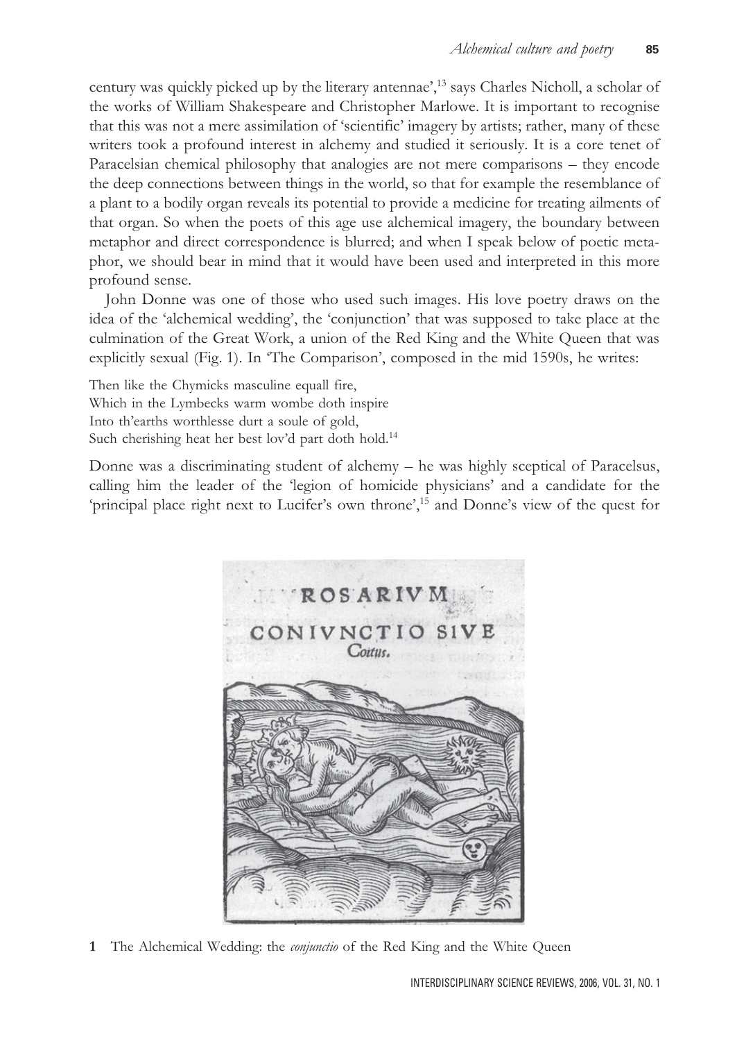century was quickly picked up by the literary antennae',[13] says Charles Nicholl, a scholar of the works of William Shakespeare and Christopher Marlowe. It is important to recognise that this was not a mere assimilation of 'scientific' imagery by artists; rather, many of these writers took a profound interest in alchemy and studied it seriously. It is a core tenet of Paracelsian chemical philosophy that analogies are not mere comparisons – they encode the deep connections between things in the world, so that for example the resemblance of a plant to a bodily organ reveals its potential to provide a medicine for treating ailments of that organ. So when the poets of this age use alchemical imagery, the boundary between metaphor and direct correspondence is blurred; and when I speak below of poetic metaphor, we should bear in mind that it would have been used and interpreted in this more profound sense.

John Donne was one of those who used such images. His love poetry draws on the idea of the 'alchemical wedding', the 'conjunction' that was supposed to take place at the culmination of the Great Work, a union of the Red King and the White Queen that was explicitly sexual (Fig. 1). In 'The Comparison', composed in the mid 1590s, he writes:

Then like the Chymicks masculine equall fire,
Which in the Lymbecks warm wombe doth inspire
Into th'earths worthlesse durt a soule of gold,
Such cherishing heat her best lov'd part doth hold.[14]

Donne was a discriminating student of alchemy – he was highly sceptical of Paracelsus, calling him the leader of the 'legion of homicide physicians' and a candidate for the 'principal place right next to Lucifer's own throne',[15] and Donne's view of the quest for

1 The Alchemical Wedding: the *conjunctio* of the Red King and the White Queen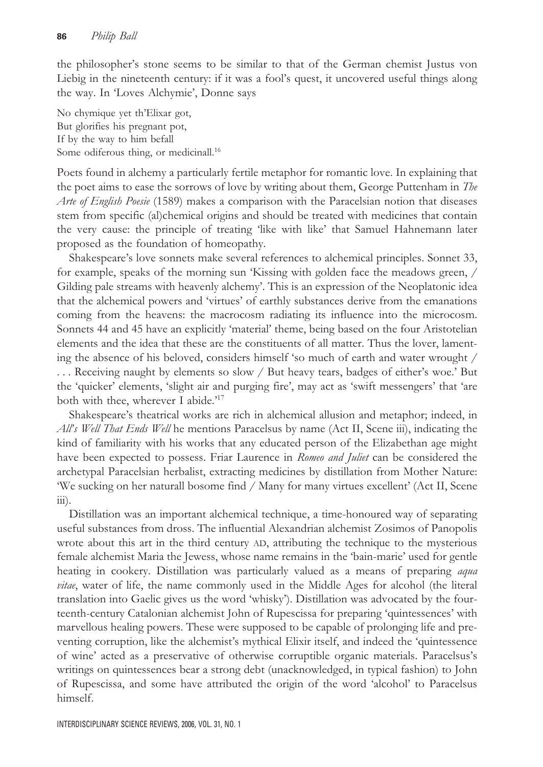the philosopher's stone seems to be similar to that of the German chemist Justus von Liebig in the nineteenth century: if it was a fool's quest, it uncovered useful things along the way. In 'Loves Alchymie', Donne says

No chymique yet th'Elixar got,  
But glorifies his pregnant pot,  
If by the way to him befall  
Some odiferous thing, or medicinall.[16]

Poets found in alchemy a particularly fertile metaphor for romantic love. In explaining that the poet aims to ease the sorrows of love by writing about them, George Puttenham in *The Arte of English Poesie* (1589) makes a comparison with the Paracelsian notion that diseases stem from specific (al)chemical origins and should be treated with medicines that contain the very cause: the principle of treating 'like with like' that Samuel Hahnemann later proposed as the foundation of homeopathy.

Shakespeare's love sonnets make several references to alchemical principles. Sonnet 33, for example, speaks of the morning sun 'Kissing with golden face the meadows green, / Gilding pale streams with heavenly alchemy'. This is an expression of the Neoplatonic idea that the alchemical powers and 'virtues' of earthly substances derive from the emanations coming from the heavens: the macrocosm radiating its influence into the microcosm. Sonnets 44 and 45 have an explicitly 'material' theme, being based on the four Aristotelian elements and the idea that these are the constituents of all matter. Thus the lover, lamenting the absence of his beloved, considers himself 'so much of earth and water wrought / . . . Receiving naught by elements so slow / But heavy tears, badges of either's woe.' But the 'quicker' elements, 'slight air and purging fire', may act as 'swift messengers' that 'are both with thee, wherever I abide.'[17]

Shakespeare's theatrical works are rich in alchemical allusion and metaphor; indeed, in *All's Well That Ends Well* he mentions Paracelsus by name (Act II, Scene iii), indicating the kind of familiarity with his works that any educated person of the Elizabethan age might have been expected to possess. Friar Laurence in *Romeo and Juliet* can be considered the archetypal Paracelsian herbalist, extracting medicines by distillation from Mother Nature: 'We sucking on her naturall bosome find / Many for many virtues excellent' (Act II, Scene iii).

Distillation was an important alchemical technique, a time-honoured way of separating useful substances from dross. The influential Alexandrian alchemist Zosimos of Panopolis wrote about this art in the third century AD, attributing the technique to the mysterious female alchemist Maria the Jewess, whose name remains in the 'bain-marie' used for gentle heating in cookery. Distillation was particularly valued as a means of preparing *aqua vitae*, water of life, the name commonly used in the Middle Ages for alcohol (the literal translation into Gaelic gives us the word 'whisky'). Distillation was advocated by the fourteenth-century Catalonian alchemist John of Rupescissa for preparing 'quintessences' with marvellous healing powers. These were supposed to be capable of prolonging life and preventing corruption, like the alchemist's mythical Elixir itself, and indeed the 'quintessence of wine' acted as a preservative of otherwise corruptible organic materials. Paracelsus's writings on quintessences bear a strong debt (unacknowledged, in typical fashion) to John of Rupescissa, and some have attributed the origin of the word 'alcohol' to Paracelsus himself.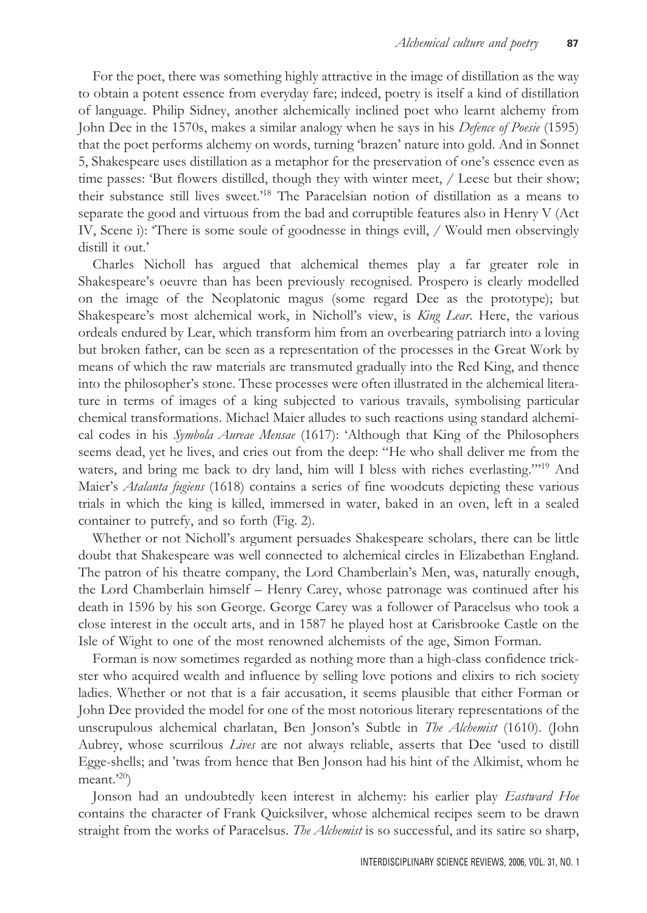For the poet, there was something highly attractive in the image of distillation as the way to obtain a potent essence from everyday fare; indeed, poetry is itself a kind of distillation of language. Philip Sidney, another alchemically inclined poet who learnt alchemy from John Dee in the 1570s, makes a similar analogy when he says in his *Defence of Poesie* (1595) that the poet performs alchemy on words, turning 'brazen' nature into gold. And in Sonnet 5, Shakespeare uses distillation as a metaphor for the preservation of one's essence even as time passes: 'But flowers distilled, though they with winter meet, / Leese but their show; their substance still lives sweet.'[18] The Paracelsian notion of distillation as a means to separate the good and virtuous from the bad and corruptible features also in Henry V (Act IV, Scene i): 'There is some soule of goodnesse in things evill, / Would men observingly distill it out.'

Charles Nicholl has argued that alchemical themes play a far greater role in Shakespeare's oeuvre than has been previously recognised. Prospero is clearly modelled on the image of the Neoplatonic magus (some regard Dee as the prototype); but Shakespeare's most alchemical work, in Nicholl's view, is *King Lear*. Here, the various ordeals endured by Lear, which transform him from an overbearing patriarch into a loving but broken father, can be seen as a representation of the processes in the Great Work by means of which the raw materials are transmuted gradually into the Red King, and thence into the philosopher's stone. These processes were often illustrated in the alchemical literature in terms of images of a king subjected to various travails, symbolising particular chemical transformations. Michael Maier alludes to such reactions using standard alchemical codes in his *Symbola Aureae Mensae* (1617): 'Although that King of the Philosophers seems dead, yet he lives, and cries out from the deep: "He who shall deliver me from the waters, and bring me back to dry land, him will I bless with riches everlasting."'[19] And Maier's *Atalanta fugiens* (1618) contains a series of fine woodcuts depicting these various trials in which the king is killed, immersed in water, baked in an oven, left in a sealed container to putrefy, and so forth (Fig. 2).

Whether or not Nicholl's argument persuades Shakespeare scholars, there can be little doubt that Shakespeare was well connected to alchemical circles in Elizabethan England. The patron of his theatre company, the Lord Chamberlain's Men, was, naturally enough, the Lord Chamberlain himself – Henry Carey, whose patronage was continued after his death in 1596 by his son George. George Carey was a follower of Paracelsus who took a close interest in the occult arts, and in 1587 he played host at Carisbrooke Castle on the Isle of Wight to one of the most renowned alchemists of the age, Simon Forman.

Forman is now sometimes regarded as nothing more than a high-class confidence trickster who acquired wealth and influence by selling love potions and elixirs to rich society ladies. Whether or not that is a fair accusation, it seems plausible that either Forman or John Dee provided the model for one of the most notorious literary representations of the unscrupulous alchemical charlatan, Ben Jonson's Subtle in *The Alchemist* (1610). (John Aubrey, whose scurrilous *Lives* are not always reliable, asserts that Dee 'used to distill Egge-shells; and 'twas from hence that Ben Jonson had his hint of the Alkimist, whom he meant.'[20])

Jonson had an undoubtedly keen interest in alchemy: his earlier play *Eastward Hoe* contains the character of Frank Quicksilver, whose alchemical recipes seem to be drawn straight from the works of Paracelsus. *The Alchemist* is so successful, and its satire so sharp,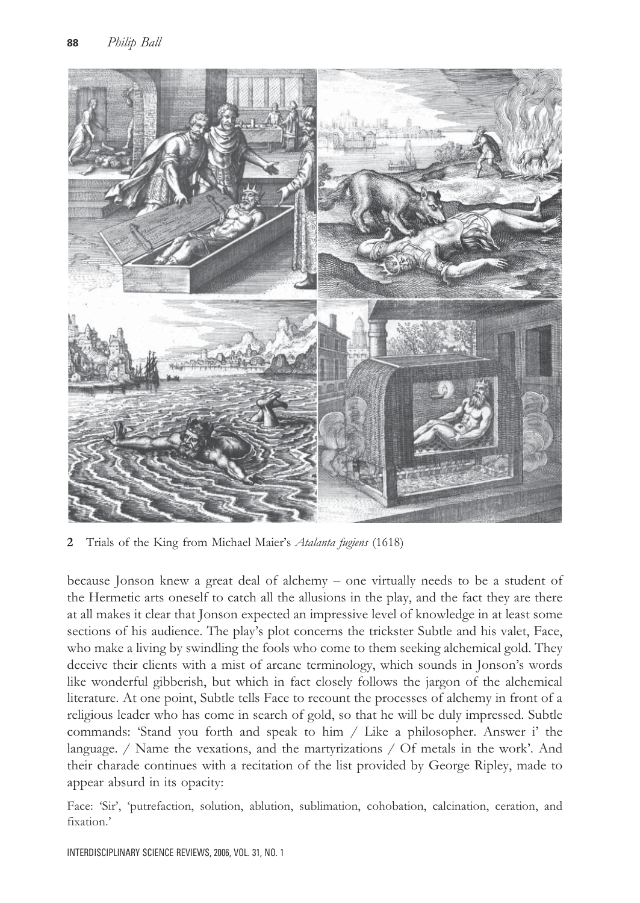2 Trials of the King from Michael Maier's *Atalanta fugiens* (1618)

because Jonson knew a great deal of alchemy – one virtually needs to be a student of the Hermetic arts oneself to catch all the allusions in the play, and the fact they are there at all makes it clear that Jonson expected an impressive level of knowledge in at least some sections of his audience. The play's plot concerns the trickster Subtle and his valet, Face, who make a living by swindling the fools who come to them seeking alchemical gold. They deceive their clients with a mist of arcane terminology, which sounds in Jonson's words like wonderful gibberish, but which in fact closely follows the jargon of the alchemical literature. At one point, Subtle tells Face to recount the processes of alchemy in front of a religious leader who has come in search of gold, so that he will be duly impressed. Subtle commands: 'Stand you forth and speak to him / Like a philosopher. Answer i' the language. / Name the vexations, and the martyrizations / Of metals in the work'. And their charade continues with a recitation of the list provided by George Ripley, made to appear absurd in its opacity:

Face: 'Sir', 'putrefaction, solution, ablution, sublimation, cohobation, calcination, ceration, and fixation.'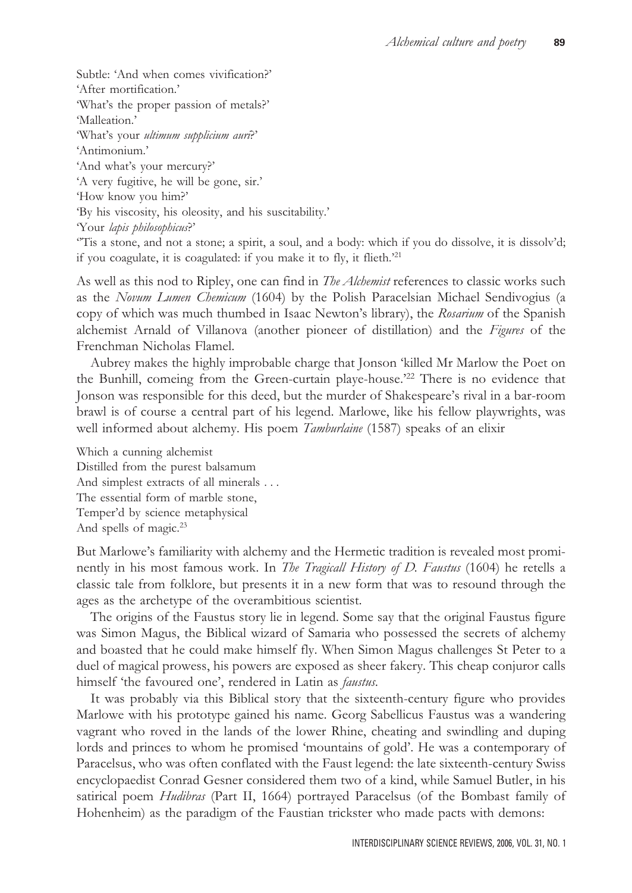Subtle: 'And when comes vivification?'
'After mortification.'
'What's the proper passion of metals?'
'Malleation.'
'What's your *ultimum supplicium auri*?'
'Antimonium.'
'And what's your mercury?'
'A very fugitive, he will be gone, sir.'
'How know you him?'
'By his viscosity, his oleosity, and his suscitability.'
'Your *lapis philosophicus*?'
''Tis a stone, and not a stone; a spirit, a soul, and a body: which if you do dissolve, it is dissolv'd; if you coagulate, it is coagulated: if you make it to fly, it flieth.'[21]

As well as this nod to Ripley, one can find in *The Alchemist* references to classic works such as the *Novum Lumen Chemicum* (1604) by the Polish Paracelsian Michael Sendivogius (a copy of which was much thumbed in Isaac Newton's library), the *Rosarium* of the Spanish alchemist Arnald of Villanova (another pioneer of distillation) and the *Figures* of the Frenchman Nicholas Flamel.

Aubrey makes the highly improbable charge that Jonson 'killed Mr Marlow the Poet on the Bunhill, comeing from the Green-curtain playe-house.'[22] There is no evidence that Jonson was responsible for this deed, but the murder of Shakespeare's rival in a bar-room brawl is of course a central part of his legend. Marlowe, like his fellow playwrights, was well informed about alchemy. His poem *Tamburlaine* (1587) speaks of an elixir

Which a cunning alchemist
Distilled from the purest balsamum
And simplest extracts of all minerals . . .
The essential form of marble stone,
Temper'd by science metaphysical
And spells of magic.[23]

But Marlowe's familiarity with alchemy and the Hermetic tradition is revealed most prominently in his most famous work. In *The Tragicall History of D. Faustus* (1604) he retells a classic tale from folklore, but presents it in a new form that was to resound through the ages as the archetype of the overambitious scientist.

The origins of the Faustus story lie in legend. Some say that the original Faustus figure was Simon Magus, the Biblical wizard of Samaria who possessed the secrets of alchemy and boasted that he could make himself fly. When Simon Magus challenges St Peter to a duel of magical prowess, his powers are exposed as sheer fakery. This cheap conjuror calls himself 'the favoured one', rendered in Latin as *faustus*.

It was probably via this Biblical story that the sixteenth-century figure who provides Marlowe with his prototype gained his name. Georg Sabellicus Faustus was a wandering vagrant who roved in the lands of the lower Rhine, cheating and swindling and duping lords and princes to whom he promised 'mountains of gold'. He was a contemporary of Paracelsus, who was often conflated with the Faust legend: the late sixteenth-century Swiss encyclopaedist Conrad Gesner considered them two of a kind, while Samuel Butler, in his satirical poem *Hudibras* (Part II, 1664) portrayed Paracelsus (of the Bombast family of Hohenheim) as the paradigm of the Faustian trickster who made pacts with demons: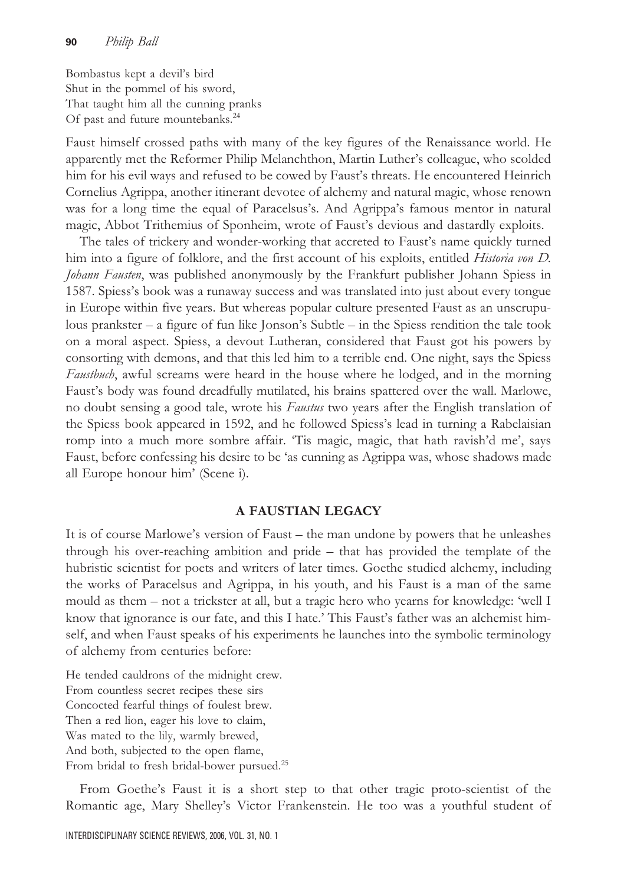Bombastus kept a devil's bird  
Shut in the pommel of his sword,  
That taught him all the cunning pranks  
Of past and future mountebanks.[24]

Faust himself crossed paths with many of the key figures of the Renaissance world. He apparently met the Reformer Philip Melanchthon, Martin Luther's colleague, who scolded him for his evil ways and refused to be cowed by Faust's threats. He encountered Heinrich Cornelius Agrippa, another itinerant devotee of alchemy and natural magic, whose renown was for a long time the equal of Paracelsus's. And Agrippa's famous mentor in natural magic, Abbot Trithemius of Sponheim, wrote of Faust's devious and dastardly exploits.

The tales of trickery and wonder-working that accreted to Faust's name quickly turned him into a figure of folklore, and the first account of his exploits, entitled *Historia von D. Johann Fausten*, was published anonymously by the Frankfurt publisher Johann Spiess in 1587. Spiess's book was a runaway success and was translated into just about every tongue in Europe within five years. But whereas popular culture presented Faust as an unscrupulous prankster – a figure of fun like Jonson's Subtle – in the Spiess rendition the tale took on a moral aspect. Spiess, a devout Lutheran, considered that Faust got his powers by consorting with demons, and that this led him to a terrible end. One night, says the Spiess *Faustbuch*, awful screams were heard in the house where he lodged, and in the morning Faust's body was found dreadfully mutilated, his brains spattered over the wall. Marlowe, no doubt sensing a good tale, wrote his *Faustus* two years after the English translation of the Spiess book appeared in 1592, and he followed Spiess's lead in turning a Rabelaisian romp into a much more sombre affair. 'Tis magic, magic, that hath ravish'd me', says Faust, before confessing his desire to be 'as cunning as Agrippa was, whose shadows made all Europe honour him' (Scene i).

## A FAUSTIAN LEGACY

It is of course Marlowe's version of Faust – the man undone by powers that he unleashes through his over-reaching ambition and pride – that has provided the template of the hubristic scientist for poets and writers of later times. Goethe studied alchemy, including the works of Paracelsus and Agrippa, in his youth, and his Faust is a man of the same mould as them – not a trickster at all, but a tragic hero who yearns for knowledge: 'well I know that ignorance is our fate, and this I hate.' This Faust's father was an alchemist himself, and when Faust speaks of his experiments he launches into the symbolic terminology of alchemy from centuries before:

He tended cauldrons of the midnight crew.  
From countless secret recipes these sirs  
Concocted fearful things of foulest brew.  
Then a red lion, eager his love to claim,  
Was mated to the lily, warmly brewed,  
And both, subjected to the open flame,  
From bridal to fresh bridal-bower pursued.[25]

From Goethe's Faust it is a short step to that other tragic proto-scientist of the Romantic age, Mary Shelley's Victor Frankenstein. He too was a youthful student of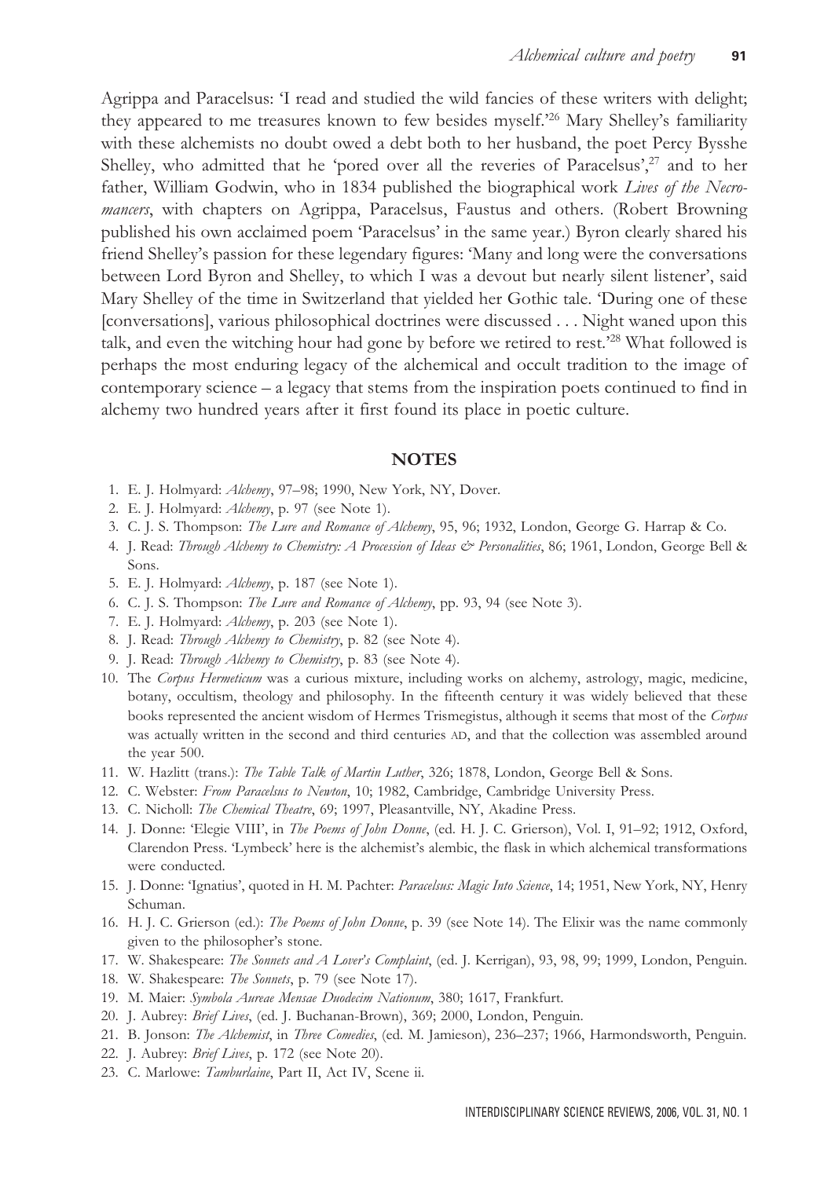Agrippa and Paracelsus: 'I read and studied the wild fancies of these writers with delight; they appeared to me treasures known to few besides myself.'[26] Mary Shelley's familiarity with these alchemists no doubt owed a debt both to her husband, the poet Percy Bysshe Shelley, who admitted that he 'pored over all the reveries of Paracelsus',[27] and to her father, William Godwin, who in 1834 published the biographical work *Lives of the Necromancers*, with chapters on Agrippa, Paracelsus, Faustus and others. (Robert Browning published his own acclaimed poem 'Paracelsus' in the same year.) Byron clearly shared his friend Shelley's passion for these legendary figures: 'Many and long were the conversations between Lord Byron and Shelley, to which I was a devout but nearly silent listener', said Mary Shelley of the time in Switzerland that yielded her Gothic tale. 'During one of these [conversations], various philosophical doctrines were discussed . . . Night waned upon this talk, and even the witching hour had gone by before we retired to rest.'[28] What followed is perhaps the most enduring legacy of the alchemical and occult tradition to the image of contemporary science – a legacy that stems from the inspiration poets continued to find in alchemy two hundred years after it first found its place in poetic culture.

## NOTES

1. E. J. Holmyard: *Alchemy*, 97–98; 1990, New York, NY, Dover.
2. E. J. Holmyard: *Alchemy*, p. 97 (see Note 1).
3. C. J. S. Thompson: *The Lure and Romance of Alchemy*, 95, 96; 1932, London, George G. Harrap & Co.
4. J. Read: *Through Alchemy to Chemistry: A Procession of Ideas & Personalities*, 86; 1961, London, George Bell & Sons.
5. E. J. Holmyard: *Alchemy*, p. 187 (see Note 1).
6. C. J. S. Thompson: *The Lure and Romance of Alchemy*, pp. 93, 94 (see Note 3).
7. E. J. Holmyard: *Alchemy*, p. 203 (see Note 1).
8. J. Read: *Through Alchemy to Chemistry*, p. 82 (see Note 4).
9. J. Read: *Through Alchemy to Chemistry*, p. 83 (see Note 4).
10. The *Corpus Hermeticum* was a curious mixture, including works on alchemy, astrology, magic, medicine, botany, occultism, theology and philosophy. In the fifteenth century it was widely believed that these books represented the ancient wisdom of Hermes Trismegistus, although it seems that most of the *Corpus* was actually written in the second and third centuries AD, and that the collection was assembled around the year 500.
11. W. Hazlitt (trans.): *The Table Talk of Martin Luther*, 326; 1878, London, George Bell & Sons.
12. C. Webster: *From Paracelsus to Newton*, 10; 1982, Cambridge, Cambridge University Press.
13. C. Nicholl: *The Chemical Theatre*, 69; 1997, Pleasantville, NY, Akadine Press.
14. J. Donne: 'Elegie VIII', in *The Poems of John Donne*, (ed. H. J. C. Grierson), Vol. I, 91–92; 1912, Oxford, Clarendon Press. 'Lymbeck' here is the alchemist's alembic, the flask in which alchemical transformations were conducted.
15. J. Donne: 'Ignatius', quoted in H. M. Pachter: *Paracelsus: Magic Into Science*, 14; 1951, New York, NY, Henry Schuman.
16. H. J. C. Grierson (ed.): *The Poems of John Donne*, p. 39 (see Note 14). The Elixir was the name commonly given to the philosopher's stone.
17. W. Shakespeare: *The Sonnets and A Lover's Complaint*, (ed. J. Kerrigan), 93, 98, 99; 1999, London, Penguin.
18. W. Shakespeare: *The Sonnets*, p. 79 (see Note 17).
19. M. Maier: *Symbola Aureae Mensae Duodecim Nationum*, 380; 1617, Frankfurt.
20. J. Aubrey: *Brief Lives*, (ed. J. Buchanan-Brown), 369; 2000, London, Penguin.
21. B. Jonson: *The Alchemist*, in *Three Comedies*, (ed. M. Jamieson), 236–237; 1966, Harmondsworth, Penguin.
22. J. Aubrey: *Brief Lives*, p. 172 (see Note 20).
23. C. Marlowe: *Tamburlaine*, Part II, Act IV, Scene ii.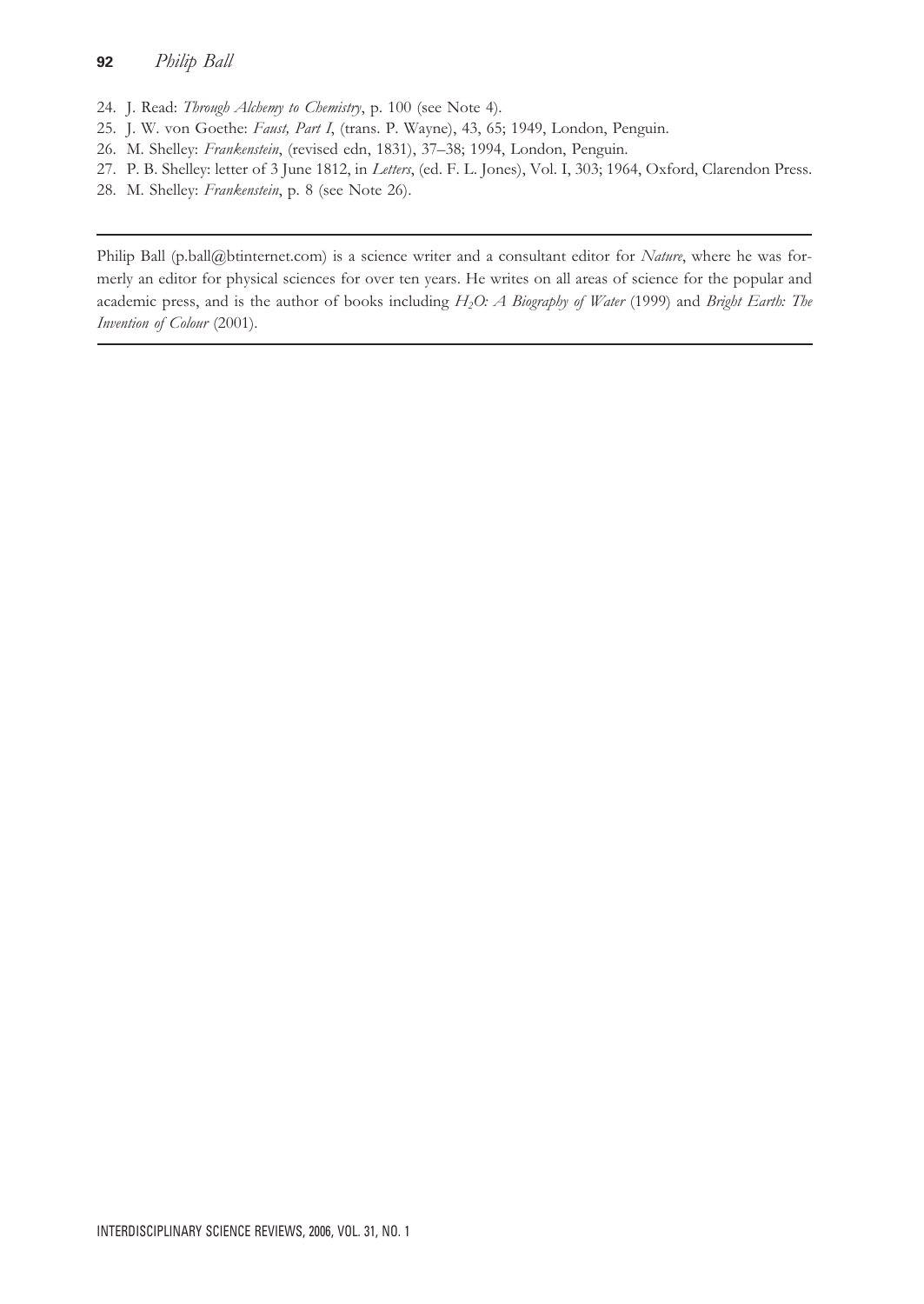24. J. Read: *Through Alchemy to Chemistry*, p. 100 (see Note 4).
25. J. W. von Goethe: *Faust, Part I*, (trans. P. Wayne), 43, 65; 1949, London, Penguin.
26. M. Shelley: *Frankenstein*, (revised edn, 1831), 37–38; 1994, London, Penguin.
27. P. B. Shelley: letter of 3 June 1812, in *Letters*, (ed. F. L. Jones), Vol. I, 303; 1964, Oxford, Clarendon Press.
28. M. Shelley: *Frankenstein*, p. 8 (see Note 26).

---

Philip Ball (p.ball@btinternet.com) is a science writer and a consultant editor for *Nature*, where he was formerly an editor for physical sciences for over ten years. He writes on all areas of science for the popular and academic press, and is the author of books including *$H_2O$: A Biography of Water* (1999) and *Bright Earth: The Invention of Colour* (2001).